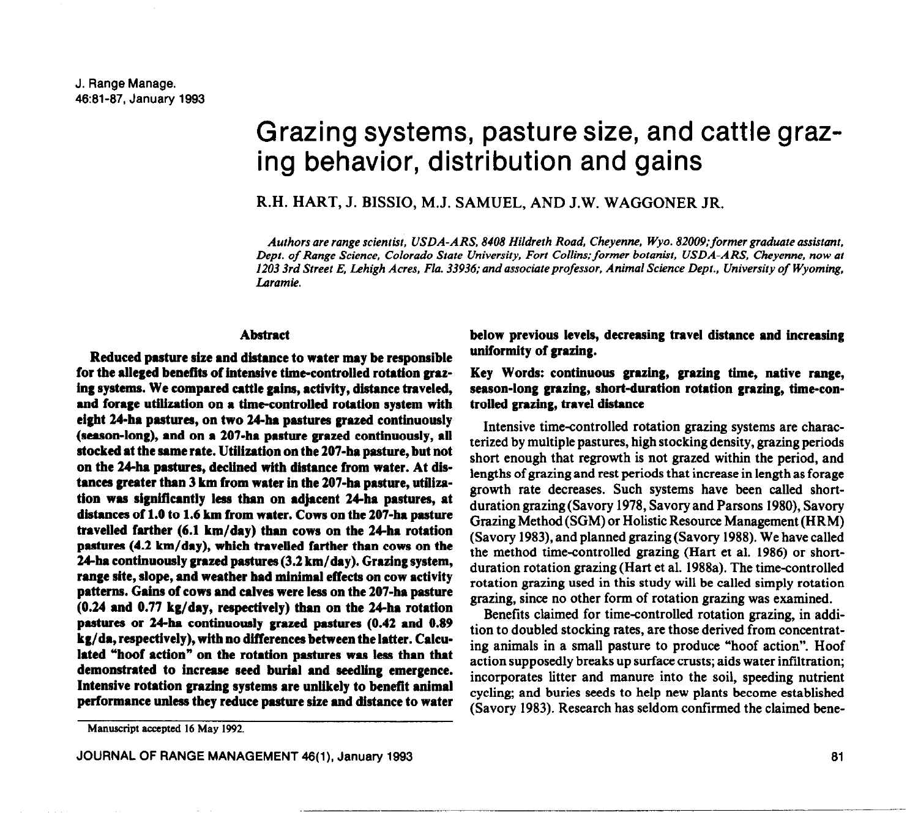# Grazing systems, pasture size, and cattle grazing behavior, distribution and gains

R.H. HART, J. BISSIO, M.J. SAMUEL, AND J.W. WAGGONER JR.

*Authors are range scientist, USDA-ARS, 8408 Hildreth Road, Cheyenne, Wyo. 82009; former graduate assistant, Dept. of Range Science, Colorado State University, Fort Collins; former botanist, USDA-ARS, Cheyenne, now at 1203 3rd Street E, Lehigh Acres, Fla. 33936; and associate professor, Animal Science Dept., University of Wyoming, Laramie.*

## Abstract

**Reduced pasture size and distance to water may be responsible for the alleged benefits of intensive time-controlled rotation grazing systems. We compared cattle gains, activity, distance traveled, and forage utilization on a time-controlled rotation system with eight 24-ha pastures, on two 24-ha pastures grazed continuously (season-long), and on a 207-ha pasture grazed continuously, all stocked at the same rate. Utilization on the 207-ha pasture, but not on the 24-ha pastures, declined with distance from water. At distances greater than 3 km from water in the 207-ha pasture, utilization was significantly less than on adjacent 24-ha pastures, at distances of 1.0 to 1.6 km from water. Cows on the 207-ha pasture travelled farther (6.1 km/day) than cows on the 24-ha rotation pastures (4.2 km/day), which travelled farther than cows on the 24-ha continuously grazed pastures (3.2 km/day). Grazing system, range site, slope, and weather had minimal effects on cow activity patterns. Gains of cows and calves were less on the 207-ha pasture (0.24 and 0.77 kg/day, respectively) than on the 24-ha rotation pastures or 24-ha continuously grazed pastures (0.42 and 0.89 kg/da, respectively), with no differences between the latter. Calculated "hoof action" on the rotation pastures was less than that demonstrated to increase seed burial and seedling emergence. Intensive rotation grazing systems are unlikely to benefit animal performance unless they reduce pasture size and distance to water below previous levels, decreasing travel distance and increasing uniformity of grazing.**

**Key Words: continuous grazing, grazing time, native range, season-long grazing, short-duration rotation grazing, time-controlled grazing, travel distance**

Intensive time-controlled rotation grazing systems are characterized by multiple pastures, high stocking density, grazing periods short enough that regrowth is not grazed within the period, and lengths of grazing and rest periods that increase in length as forage growth rate decreases. Such systems have been called short-duration grazing (Savory 1978, Savory and Parsons 1980), Savory Grazing Method (SGM) or Holistic Resource Management (HRM) (Savory 1983), and planned grazing (Savory 1988). We have called the method time-controlled grazing (Hart et al. 1986) or short-duration rotation grazing (Hart et al. 1988a). The time-controlled rotation grazing used in this study will be called simply rotation grazing, since no other form of rotation grazing was examined.

Benefits claimed for time-controlled rotation grazing, in addition to doubled stocking rates, are those derived from concentrating animals in a small pasture to produce "hoof action". Hoof action supposedly breaks up surface crusts; aids water infiltration; incorporates litter and manure into the soil, speeding nutrient cycling; and buries seeds to help new plants become established (Savory 1983). Research has seldom confirmed the claimed bene-

Manuscript accepted 16 May 1992.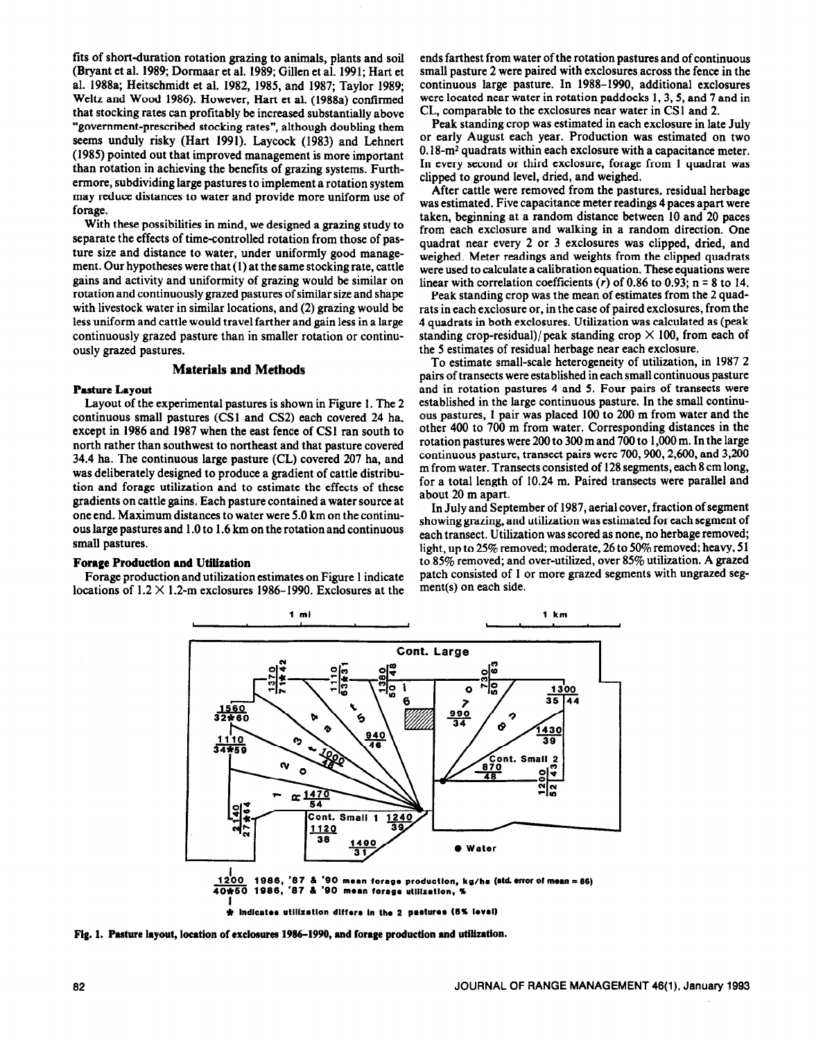fits of short-duration rotation grazing to animals, plants and soil (Bryant et al. 1989; Dormaar et al. 1989; Gillen et al. 1991; Hart et al. 1988a; Heitschmidt et al. 1982, 1985, and 1987; Taylor 1989; Weltz and Wood 1986). However, Hart et al. (1988a) confirmed that stocking rates can profitably be increased substantially above "government-prescribed stocking rates", although doubling them seems unduly risky (Hart 1991). Laycock (1983) and Lehnert (1985) pointed out that improved management is more important than rotation in achieving the benefits of grazing systems. Furthermore, subdividing large pastures to implement a rotation system may reduce distances to water and provide more uniform use of forage.

With these possibilities in mind, we designed a grazing study to separate the effects of time-controlled rotation from those of pasture size and distance to water, under uniformly good management. Our hypotheses were that (1) at the same stocking rate, cattle gains and activity and uniformity of grazing would be similar on rotation and continuously grazed pastures of similar size and shape with livestock water in similar locations, and (2) grazing would be less uniform and cattle would travel farther and gain less in a large continuously grazed pasture than in smaller rotation or continuously grazed pastures.

## Materials and Methods

### Pasture Layout

Layout of the experimental pastures is shown in Figure 1. The 2 continuous small pastures (CS1 and CS2) each covered 24 ha, except in 1986 and 1987 when the east fence of CS1 ran south to north rather than southwest to northeast and that pasture covered 34.4 ha. The continuous large pasture (CL) covered 207 ha, and was deliberately designed to produce a gradient of cattle distribution and forage utilization and to estimate the effects of these gradients on cattle gains. Each pasture contained a water source at one end. Maximum distances to water were 5.0 km on the continuous large pastures and 1.0 to 1.6 km on the rotation and continuous small pastures.

### Forage Production and Utilization

Forage production and utilization estimates on Figure 1 indicate locations of 1.2 × 1.2-m exclosures 1986–1990. Exclosures at the ends farthest from water of the rotation pastures and of continuous small pasture 2 were paired with exclosures across the fence in the continuous large pasture. In 1988–1990, additional exclosures were located near water in rotation paddocks 1, 3, 5, and 7 and in CL, comparable to the exclosures near water in CS1 and 2.

Peak standing crop was estimated in each exclosure in late July or early August each year. Production was estimated on two 0.18-m$^2$ quadrats within each exclosure with a capacitance meter. In every second or third exclosure, forage from 1 quadrat was clipped to ground level, dried, and weighed.

After cattle were removed from the pastures, residual herbage was estimated. Five capacitance meter readings 4 paces apart were taken, beginning at a random distance between 10 and 20 paces from each exclosure and walking in a random direction. One quadrat near every 2 or 3 exclosures was clipped, dried, and weighed. Meter readings and weights from the clipped quadrats were used to calculate a calibration equation. These equations were linear with correlation coefficients ($r$) of 0.86 to 0.93; $n$ = 8 to 14.

Peak standing crop was the mean of estimates from the 2 quadrats in each exclosure or, in the case of paired exclosures, from the 4 quadrats in both exclosures. Utilization was calculated as (peak standing crop-residual)/peak standing crop × 100, from each of the 5 estimates of residual herbage near each exclosure.

To estimate small-scale heterogeneity of utilization, in 1987 2 pairs of transects were established in each small continuous pasture and in rotation pastures 4 and 5. Four pairs of transects were established in the large continuous pasture. In the small continuous pastures, 1 pair was placed 100 to 200 m from water and the other 400 to 700 m from water. Corresponding distances in the rotation pastures were 200 to 300 m and 700 to 1,000 m. In the large continuous pasture, transect pairs were 700, 900, 2,600, and 3,200 m from water. Transects consisted of 128 segments, each 8 cm long, for a total length of 10.24 m. Paired transects were parallel and about 20 m apart.

In July and September of 1987, aerial cover, fraction of segment showing grazing, and utilization was estimated for each segment of each transect. Utilization was scored as none, no herbage removed; light, up to 25% removed; moderate, 26 to 50% removed; heavy, 51 to 85% removed; and over-utilized, over 85% utilization. A grazed patch consisted of 1 or more grazed segments with ungrazed segment(s) on each side.

Fig. 1. Pasture layout, location of exclosures 1986–1990, and forage production and utilization.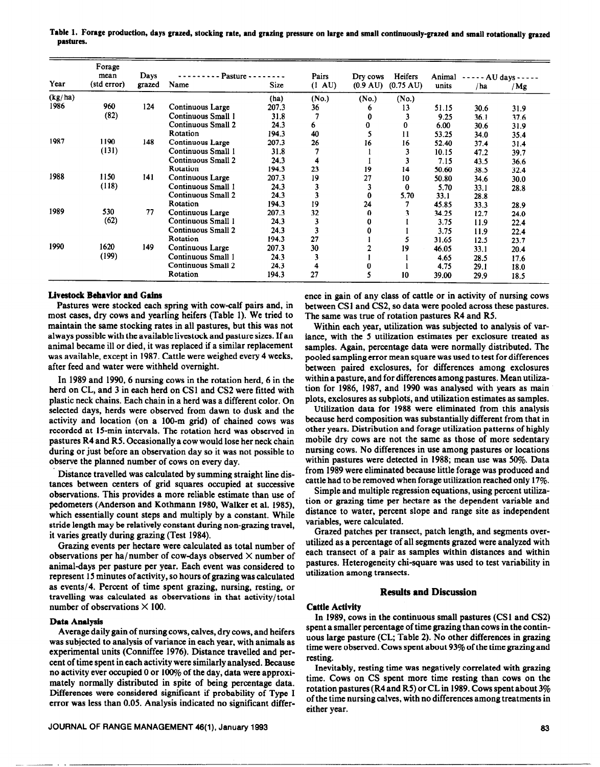**Table 1. Forage production, days grazed, stocking rate, and grazing pressure on large and small continuously-grazed and small rotationally grazed pastures.**

| Year | Forage mean (std error) | Days grazed | Pasture Name | Pasture Size | Pairs (1 AU) | Dry cows (0.9 AU) | Heifers (0.75 AU) | Animal units | AU days /ha | AU days /Mg |
|---|---|---|---|---|---|---|---|---|---|---|
| | (kg/ha) | | | (ha) | (No.) | (No.) | (No.) | | | |
| 1986 | 960 | 124 | Continuous Large | 207.3 | 36 | 6 | 13 | 51.15 | 30.6 | 31.9 |
| | (82) | | Continuous Small 1 | 31.8 | 7 | 0 | 3 | 9.25 | 36.1 | 37.6 |
| | | | Continuous Small 2 | 24.3 | 6 | 0 | 0 | 6.00 | 30.6 | 31.9 |
| | | | Rotation | 194.3 | 40 | 5 | 11 | 53.25 | 34.0 | 35.4 |
| 1987 | 1190 | 148 | Continuous Large | 207.3 | 26 | 16 | 16 | 52.40 | 37.4 | 31.4 |
| | (131) | | Continuous Small 1 | 31.8 | 7 | 1 | 3 | 10.15 | 47.2 | 39.7 |
| | | | Continuous Small 2 | 24.3 | 4 | 1 | 3 | 7.15 | 43.5 | 36.6 |
| | | | Rotation | 194.3 | 23 | 19 | 14 | 50.60 | 38.5 | 32.4 |
| 1988 | 1150 | 141 | Continuous Large | 207.3 | 19 | 27 | 10 | 50.80 | 34.6 | 30.0 |
| | (118) | | Continuous Small 1 | 24.3 | 3 | 3 | 0 | 5.70 | 33.1 | 28.8 |
| | | | Continuous Small 2 | 24.3 | 3 | 0 | 5.70 | 33.1 | 28.8 | |
| | | | Rotation | 194.3 | 19 | 24 | 7 | 45.85 | 33.3 | 28.9 |
| 1989 | 530 | 77 | Continuous Large | 207.3 | 32 | 0 | 3 | 34.25 | 12.7 | 24.0 |
| | (62) | | Continuous Small 1 | 24.3 | 3 | 0 | 1 | 3.75 | 11.9 | 22.4 |
| | | | Continuous Small 2 | 24.3 | 3 | 0 | 1 | 3.75 | 11.9 | 22.4 |
| | | | Rotation | 194.3 | 27 | 1 | 5 | 31.65 | 12.5 | 23.7 |
| 1990 | 1620 | 149 | Continuous Large | 207.3 | 30 | 2 | 19 | 46.05 | 33.1 | 20.4 |
| | (199) | | Continuous Small 1 | 24.3 | 3 | 1 | 1 | 4.65 | 28.5 | 17.6 |
| | | | Continuous Small 2 | 24.3 | 4 | 0 | 1 | 4.75 | 29.1 | 18.0 |
| | | | Rotation | 194.3 | 27 | 5 | 10 | 39.00 | 29.9 | 18.5 |

### Livestock Behavior and Gains

Pastures were stocked each spring with cow-calf pairs and, in most cases, dry cows and yearling heifers (Table 1). We tried to maintain the same stocking rates in all pastures, but this was not always possible with the available livestock and pasture sizes. If an animal became ill or died, it was replaced if a similar replacement was available, except in 1987. Cattle were weighed every 4 weeks, after feed and water were withheld overnight.

In 1989 and 1990, 6 nursing cows in the rotation herd, 6 in the herd on CL, and 3 in each herd on CS1 and CS2 were fitted with plastic neck chains. Each chain in a herd was a different color. On selected days, herds were observed from dawn to dusk and the activity and location (on a 100-m grid) of chained cows was recorded at 15-min intervals. The rotation herd was observed in pastures R4 and R5. Occasionally a cow would lose her neck chain during or just before an observation day so it was not possible to observe the planned number of cows on every day.

Distance travelled was calculated by summing straight line distances between centers of grid squares occupied at successive observations. This provides a more reliable estimate than use of pedometers (Anderson and Kothmann 1980, Walker et al. 1985), which essentially count steps and multiply by a constant. While stride length may be relatively constant during non-grazing travel, it varies greatly during grazing (Test 1984).

Grazing events per hectare were calculated as total number of observations per ha/number of cow-days observed × number of animal-days per pasture per year. Each event was considered to represent 15 minutes of activity, so hours of grazing was calculated as events/4. Percent of time spent grazing, nursing, resting, or travelling was calculated as observations in that activity/total number of observations × 100.

### Data Analysis

Average daily gain of nursing cows, calves, dry cows, and heifers was subjected to analysis of variance in each year, with animals as experimental units (Conniffee 1976). Distance travelled and percent of time spent in each activity were similarly analysed. Because no activity ever occupied 0 or 100% of the day, data were approximately normally distributed in spite of being percentage data. Differences were considered significant if probability of Type I error was less than 0.05. Analysis indicated no significant difference in gain of any class of cattle or in activity of nursing cows between CS1 and CS2, so data were pooled across these pastures. The same was true of rotation pastures R4 and R5.

Within each year, utilization was subjected to analysis of variance, with the 5 utilization estimates per exclosure treated as samples. Again, percentage data were normally distributed. The pooled sampling error mean square was used to test for differences between paired exclosures, for differences among exclosures within a pasture, and for differences among pastures. Mean utilization for 1986, 1987, and 1990 was analysed with years as main plots, exclosures as subplots, and utilization estimates as samples.

Utilization data for 1988 were eliminated from this analysis because herd composition was substantially different from that in other years. Distribution and forage utilization patterns of highly mobile dry cows are not the same as those of more sedentary nursing cows. No differences in use among pastures or locations within pastures were detected in 1988; mean use was 50%. Data from 1989 were eliminated because little forage was produced and cattle had to be removed when forage utilization reached only 17%.

Simple and multiple regression equations, using percent utilization or grazing time per hectare as the dependent variable and distance to water, percent slope and range site as independent variables, were calculated.

Grazed patches per transect, patch length, and segments overutilized as a percentage of all segments grazed were analyzed with each transect of a pair as samples within distances and within pastures. Heterogeneity chi-square was used to test variability in utilization among transects.

## Results and Discussion

### Cattle Activity

In 1989, cows in the continuous small pastures (CS1 and CS2) spent a smaller percentage of time grazing than cows in the continuous large pasture (CL; Table 2). No other differences in grazing time were observed. Cows spent about 93% of the time grazing and resting.

Inevitably, resting time was negatively correlated with grazing time. Cows on CS spent more time resting than cows on the rotation pastures (R4 and R5) or CL in 1989. Cows spent about 3% of the time nursing calves, with no differences among treatments in either year.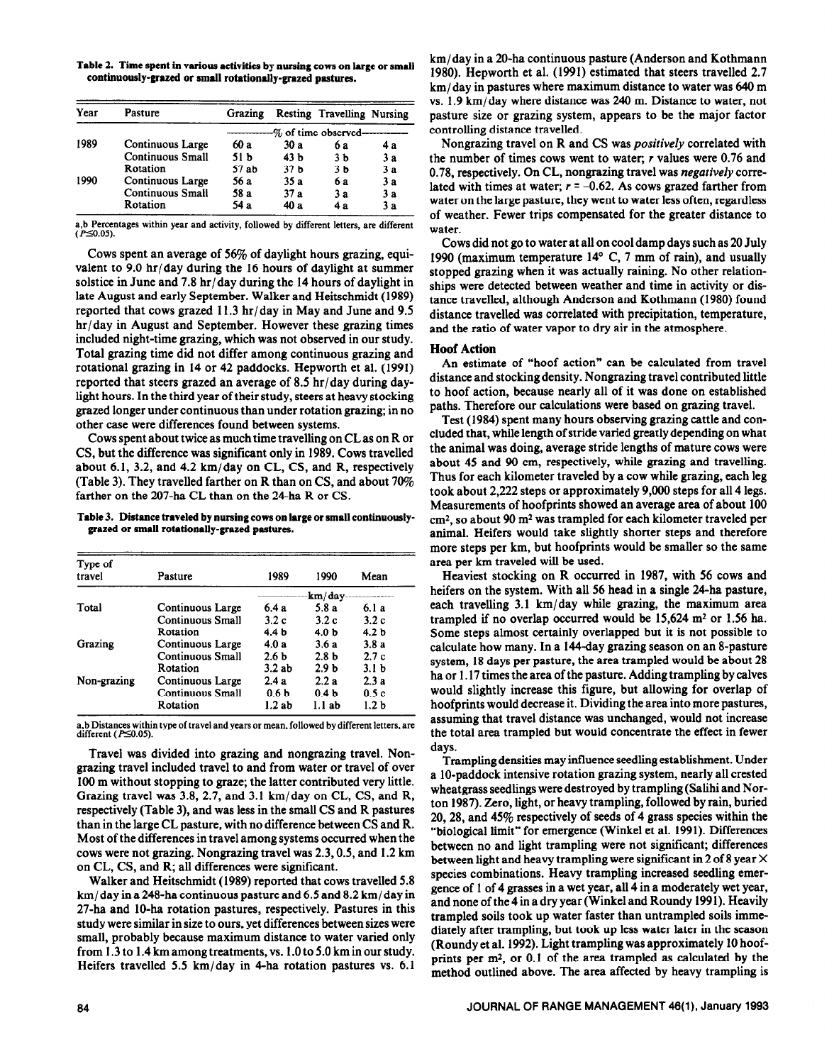**Table 2. Time spent in various activities by nursing cows on large or small continuously-grazed or small rotationally-grazed pastures.**

| Year | Pasture | Grazing | Resting | Travelling | Nursing |
|---|---|---|---|---|---|
| | | % of time observed | | | |
| 1989 | Continuous Large | 60 a | 30 a | 6 a | 4 a |
| | Continuous Small | 51 b | 43 b | 3 b | 3 a |
| | Rotation | 57 ab | 37 b | 3 b | 3 a |
| 1990 | Continuous Large | 56 a | 35 a | 6 a | 3 a |
| | Continuous Small | 58 a | 37 a | 3 a | 3 a |
| | Rotation | 54 a | 40 a | 4 a | 3 a |

a,b Percentages within year and activity, followed by different letters, are different ($P \leq 0.05$).

Cows spent an average of 56% of daylight hours grazing, equivalent to 9.0 hr/day during the 16 hours of daylight at summer solstice in June and 7.8 hr/day during the 14 hours of daylight in late August and early September. Walker and Heitschmidt (1989) reported that cows grazed 11.3 hr/day in May and June and 9.5 hr/day in August and September. However these grazing times included night-time grazing, which was not observed in our study. Total grazing time did not differ among continuous grazing and rotational grazing in 14 or 42 paddocks. Hepworth et al. (1991) reported that steers grazed an average of 8.5 hr/day during daylight hours. In the third year of their study, steers at heavy stocking grazed longer under continuous than under rotation grazing; in no other case were differences found between systems.

Cows spent about twice as much time travelling on CL as on R or CS, but the difference was significant only in 1989. Cows travelled about 6.1, 3.2, and 4.2 km/day on CL, CS, and R, respectively (Table 3). They travelled farther on R than on CS, and about 70% farther on the 207-ha CL than on the 24-ha R or CS.

**Table 3. Distance traveled by nursing cows on large or small continuously-grazed or small rotationally-grazed pastures.**

| Type of travel | Pasture | 1989 | 1990 | Mean |
|---|---|---|---|---|
| | | km/day | | |
| Total | Continuous Large | 6.4 a | 5.8 a | 6.1 a |
| | Continuous Small | 3.2 c | 3.2 c | 3.2 c |
| | Rotation | 4.4 b | 4.0 b | 4.2 b |
| Grazing | Continuous Large | 4.0 a | 3.6 a | 3.8 a |
| | Continuous Small | 2.6 b | 2.8 b | 2.7 c |
| | Rotation | 3.2 ab | 2.9 b | 3.1 b |
| Non-grazing | Continuous Large | 2.4 a | 2.2 a | 2.3 a |
| | Continuous Small | 0.6 b | 0.4 b | 0.5 c |
| | Rotation | 1.2 ab | 1.1 ab | 1.2 b |

a,b Distances within type of travel and years or mean, followed by different letters, are different ($P \leq 0.05$).

Travel was divided into grazing and nongrazing travel. Nongrazing travel included travel to and from water or travel of over 100 m without stopping to graze; the latter contributed very little. Grazing travel was 3.8, 2.7, and 3.1 km/day on CL, CS, and R, respectively (Table 3), and was less in the small CS and R pastures than in the large CL pasture, with no difference between CS and R. Most of the differences in travel among systems occurred when the cows were not grazing. Nongrazing travel was 2.3, 0.5, and 1.2 km on CL, CS, and R; all differences were significant.

Walker and Heitschmidt (1989) reported that cows travelled 5.8 km/day in a 248-ha continuous pasture and 6.5 and 8.2 km/day in 27-ha and 10-ha rotation pastures, respectively. Pastures in this study were similar in size to ours, yet differences between sizes were small, probably because maximum distance to water varied only from 1.3 to 1.4 km among treatments, vs. 1.0 to 5.0 km in our study. Heifers travelled 5.5 km/day in 4-ha rotation pastures vs. 6.1 km/day in a 20-ha continuous pasture (Anderson and Kothmann 1980). Hepworth et al. (1991) estimated that steers travelled 2.7 km/day in pastures where maximum distance to water was 640 m vs. 1.9 km/day where distance was 240 m. Distance to water, not pasture size or grazing system, appears to be the major factor controlling distance travelled.

Nongrazing travel on R and CS was *positively* correlated with the number of times cows went to water; r values were 0.76 and 0.78, respectively. On CL, nongrazing travel was *negatively* correlated with times at water; $r = -0.62$. As cows grazed farther from water on the large pasture, they went to water less often, regardless of weather. Fewer trips compensated for the greater distance to water.

Cows did not go to water at all on cool damp days such as 20 July 1990 (maximum temperature 14° C, 7 mm of rain), and usually stopped grazing when it was actually raining. No other relationships were detected between weather and time in activity or distance travelled, although Anderson and Kothmann (1980) found distance travelled was correlated with precipitation, temperature, and the ratio of water vapor to dry air in the atmosphere.

## Hoof Action

An estimate of "hoof action" can be calculated from travel distance and stocking density. Nongrazing travel contributed little to hoof action, because nearly all of it was done on established paths. Therefore our calculations were based on grazing travel.

Test (1984) spent many hours observing grazing cattle and concluded that, while length of stride varied greatly depending on what the animal was doing, average stride lengths of mature cows were about 45 and 90 cm, respectively, while grazing and travelling. Thus for each kilometer traveled by a cow while grazing, each leg took about 2,222 steps or approximately 9,000 steps for all 4 legs. Measurements of hoofprints showed an average area of about 100 $cm^2$, so about 90 $m^2$ was trampled for each kilometer traveled per animal. Heifers would take slightly shorter steps and therefore more steps per km, but hoofprints would be smaller so the same area per km traveled will be used.

Heaviest stocking on R occurred in 1987, with 56 cows and heifers on the system. With all 56 head in a single 24-ha pasture, each travelling 3.1 km/day while grazing, the maximum area trampled if no overlap occurred would be 15,624 $m^2$ or 1.56 ha. Some steps almost certainly overlapped but it is not possible to calculate how many. In a 144-day grazing season on an 8-pasture system, 18 days per pasture, the area trampled would be about 28 ha or 1.17 times the area of the pasture. Adding trampling by calves would slightly increase this figure, but allowing for overlap of hoofprints would decrease it. Dividing the area into more pastures, assuming that travel distance was unchanged, would not increase the total area trampled but would concentrate the effect in fewer days.

Trampling densities may influence seedling establishment. Under a 10-paddock intensive rotation grazing system, nearly all crested wheatgrass seedlings were destroyed by trampling (Salihi and Norton 1987). Zero, light, or heavy trampling, followed by rain, buried 20, 28, and 45% respectively of seeds of 4 grass species within the "biological limit" for emergence (Winkel et al. 1991). Differences between no and light trampling were not significant; differences between light and heavy trampling were significant in 2 of 8 year × species combinations. Heavy trampling increased seedling emergence of 1 of 4 grasses in a wet year, all 4 in a moderately wet year, and none of the 4 in a dry year (Winkel and Roundy 1991). Heavily trampled soils took up water faster than untrampled soils immediately after trampling, but took up less water later in the season (Roundy et al. 1992). Light trampling was approximately 10 hoofprints per $m^2$, or 0.1 of the area trampled as calculated by the method outlined above. The area affected by heavy trampling is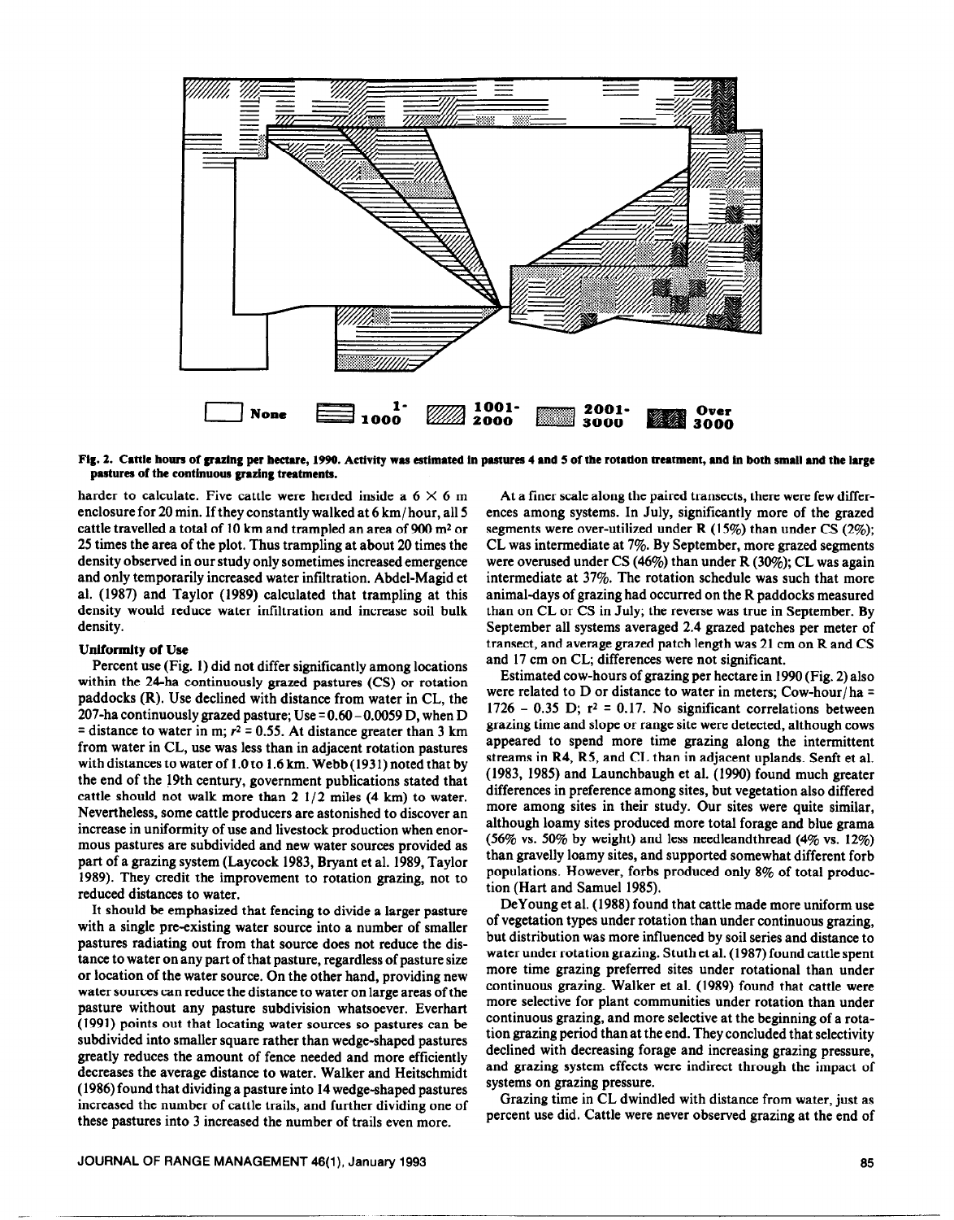None | 1-1000 | 1001-2000 | 2001-3000 | Over 3000

**Fig. 2. Cattle hours of grazing per hectare, 1990. Activity was estimated in pastures 4 and 5 of the rotation treatment, and in both small and the large pastures of the continuous grazing treatments.**

harder to calculate. Five cattle were herded inside a 6 × 6 m enclosure for 20 min. If they constantly walked at 6 km/hour, all 5 cattle travelled a total of 10 km and trampled an area of 900 $m^2$ or 25 times the area of the plot. Thus trampling at about 20 times the density observed in our study only sometimes increased emergence and only temporarily increased water infiltration. Abdel-Magid et al. (1987) and Taylor (1989) calculated that trampling at this density would reduce water infiltration and increase soil bulk density.

### Uniformity of Use

Percent use (Fig. 1) did not differ significantly among locations within the 24-ha continuously grazed pastures (CS) or rotation paddocks (R). Use declined with distance from water in CL, the 207-ha continuously grazed pasture; Use = 0.60 – 0.0059 D, when D = distance to water in m; $r^2$ = 0.55. At distance greater than 3 km from water in CL, use was less than in adjacent rotation pastures with distances to water of 1.0 to 1.6 km. Webb (1931) noted that by the end of the 19th century, government publications stated that cattle should not walk more than 2 1/2 miles (4 km) to water. Nevertheless, some cattle producers are astonished to discover an increase in uniformity of use and livestock production when enormous pastures are subdivided and new water sources provided as part of a grazing system (Laycock 1983, Bryant et al. 1989, Taylor 1989). They credit the improvement to rotation grazing, not to reduced distances to water.

It should be emphasized that fencing to divide a larger pasture with a single pre-existing water source into a number of smaller pastures radiating out from that source does not reduce the distance to water on any part of that pasture, regardless of pasture size or location of the water source. On the other hand, providing new water sources can reduce the distance to water on large areas of the pasture without any pasture subdivision whatsoever. Everhart (1991) points out that locating water sources so pastures can be subdivided into smaller square rather than wedge-shaped pastures greatly reduces the amount of fence needed and more efficiently decreases the average distance to water. Walker and Heitschmidt (1986) found that dividing a pasture into 14 wedge-shaped pastures increased the number of cattle trails, and further dividing one of these pastures into 3 increased the number of trails even more.

At a finer scale along the paired transects, there were few differences among systems. In July, significantly more of the grazed segments were over-utilized under R (15%) than under CS (2%); CL was intermediate at 7%. By September, more grazed segments were overused under CS (46%) than under R (30%); CL was again intermediate at 37%. The rotation schedule was such that more animal-days of grazing had occurred on the R paddocks measured than on CL or CS in July; the reverse was true in September. By September all systems averaged 2.4 grazed patches per meter of transect, and average grazed patch length was 21 cm on R and CS and 17 cm on CL; differences were not significant.

Estimated cow-hours of grazing per hectare in 1990 (Fig. 2) also were related to D or distance to water in meters; Cow-hour/ha = 1726 – 0.35 D; $r^2$ = 0.17. No significant correlations between grazing time and slope or range site were detected, although cows appeared to spend more time grazing along the intermittent streams in R4, R5, and CL than in adjacent uplands. Senft et al. (1983, 1985) and Launchbaugh et al. (1990) found much greater differences in preference among sites, but vegetation also differed more among sites in their study. Our sites were quite similar, although loamy sites produced more total forage and blue grama (56% vs. 50% by weight) and less needleandthread (4% vs. 12%) than gravelly loamy sites, and supported somewhat different forb populations. However, forbs produced only 8% of total production (Hart and Samuel 1985).

DeYoung et al. (1988) found that cattle made more uniform use of vegetation types under rotation than under continuous grazing, but distribution was more influenced by soil series and distance to water under rotation grazing. Stuth et al. (1987) found cattle spent more time grazing preferred sites under rotational than under continuous grazing. Walker et al. (1989) found that cattle were more selective for plant communities under rotation than under continuous grazing, and more selective at the beginning of a rotation grazing period than at the end. They concluded that selectivity declined with decreasing forage and increasing grazing pressure, and grazing system effects were indirect through the impact of systems on grazing pressure.

Grazing time in CL dwindled with distance from water, just as percent use did. Cattle were never observed grazing at the end of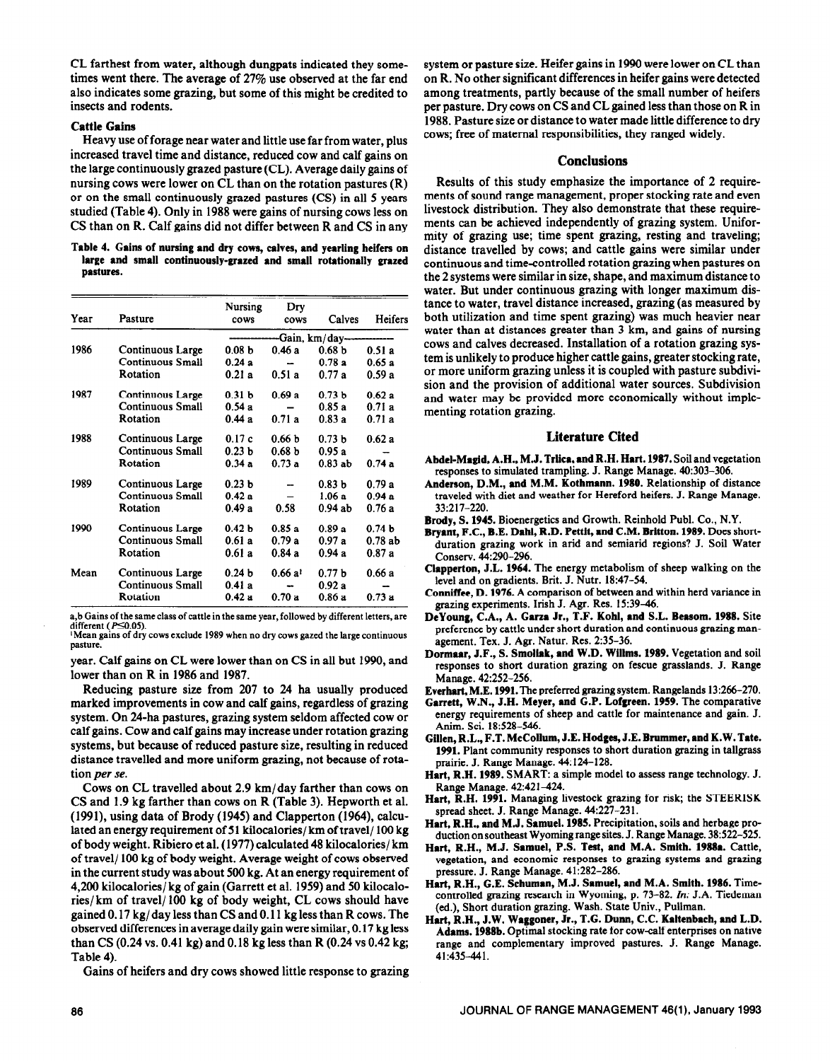CL farthest from water, although dungpats indicated they sometimes went there. The average of 27% use observed at the far end also indicates some grazing, but some of this might be credited to insects and rodents.

### Cattle Gains

Heavy use of forage near water and little use far from water, plus increased travel time and distance, reduced cow and calf gains on the large continuously grazed pasture (CL). Average daily gains of nursing cows were lower on CL than on the rotation pastures (R) or on the small continuously grazed pastures (CS) in all 5 years studied (Table 4). Only in 1988 were gains of nursing cows less on CS than on R. Calf gains did not differ between R and CS in any year. Calf gains on CL were lower than on CS in all but 1990, and lower than on R in 1986 and 1987.

**Table 4. Gains of nursing and dry cows, calves, and yearling heifers on large and small continuously-grazed and small rotationally grazed pastures.**

| Year | Pasture | Nursing cows | Dry cows | Calves | Heifers |
|---|---|---|---|---|---|
| | | Gain, km/day | | | |
| 1986 | Continuous Large | 0.08 b | 0.46 a | 0.68 b | 0.51 a |
| | Continuous Small | 0.24 a | – | 0.78 a | 0.65 a |
| | Rotation | 0.21 a | 0.51 a | 0.77 a | 0.59 a |
| 1987 | Continuous Large | 0.31 b | 0.69 a | 0.73 b | 0.62 a |
| | Continuous Small | 0.54 a | – | 0.85 a | 0.71 a |
| | Rotation | 0.44 a | 0.71 a | 0.83 a | 0.71 a |
| 1988 | Continuous Large | 0.17 c | 0.66 b | 0.73 b | 0.62 a |
| | Continuous Small | 0.23 b | 0.68 b | 0.95 a | – |
| | Rotation | 0.34 a | 0.73 a | 0.83 ab | 0.74 a |
| 1989 | Continuous Large | 0.23 b | – | 0.83 b | 0.79 a |
| | Continuous Small | 0.42 a | – | 1.06 a | 0.94 a |
| | Rotation | 0.49 a | 0.58 | 0.94 ab | 0.76 a |
| 1990 | Continuous Large | 0.42 b | 0.85 a | 0.89 a | 0.74 b |
| | Continuous Small | 0.61 a | 0.79 a | 0.97 a | 0.78 ab |
| | Rotation | 0.61 a | 0.84 a | 0.94 a | 0.87 a |
| Mean | Continuous Large | 0.24 b | 0.66 a[1] | 0.77 b | 0.66 a |
| | Continuous Small | 0.41 a | – | 0.92 a | – |
| | Rotation | 0.42 a | 0.70 a | 0.86 a | 0.73 a |

a,b Gains of the same class of cattle in the same year, followed by different letters, are different ($P \leq 0.05$).
[1]Mean gains of dry cows exclude 1989 when no dry cows gazed the large continuous pasture.

Reducing pasture size from 207 to 24 ha usually produced marked improvements in cow and calf gains, regardless of grazing system. On 24-ha pastures, grazing system seldom affected cow or calf gains. Cow and calf gains may increase under rotation grazing systems, but because of reduced pasture size, resulting in reduced distance travelled and more uniform grazing, not because of rotation *per se*.

Cows on CL travelled about 2.9 km/day farther than cows on CS and 1.9 kg farther than cows on R (Table 3). Hepworth et al. (1991), using data of Brody (1945) and Clapperton (1964), calculated an energy requirement of 51 kilocalories/km of travel/100 kg of body weight. Ribiero et al. (1977) calculated 48 kilocalories/km of travel/100 kg of body weight. Average weight of cows observed in the current study was about 500 kg. At an energy requirement of 4,200 kilocalories/kg of gain (Garrett et al. 1959) and 50 kilocalories/km of travel/100 kg of body weight, CL cows should have gained 0.17 kg/day less than CS and 0.11 kg less than R cows. The observed differences in average daily gain were similar, 0.17 kg less than CS (0.24 vs. 0.41 kg) and 0.18 kg less than R (0.24 vs 0.42 kg; Table 4).

Gains of heifers and dry cows showed little response to grazing system or pasture size. Heifer gains in 1990 were lower on CL than on R. No other significant differences in heifer gains were detected among treatments, partly because of the small number of heifers per pasture. Dry cows on CS and CL gained less than those on R in 1988. Pasture size or distance to water made little difference to dry cows; free of maternal responsibilities, they ranged widely.

## Conclusions

Results of this study emphasize the importance of 2 requirements of sound range management, proper stocking rate and even livestock distribution. They also demonstrate that these requirements can be achieved independently of grazing system. Uniformity of grazing use; time spent grazing, resting and traveling; distance travelled by cows; and cattle gains were similar under continuous and time-controlled rotation grazing when pastures on the 2 systems were similar in size, shape, and maximum distance to water. But under continuous grazing with longer maximum distance to water, travel distance increased, grazing (as measured by both utilization and time spent grazing) was much heavier near water than at distances greater than 3 km, and gains of nursing cows and calves decreased. Installation of a rotation grazing system is unlikely to produce higher cattle gains, greater stocking rate, or more uniform grazing unless it is coupled with pasture subdivision and the provision of additional water sources. Subdivision and water may be provided more economically without implementing rotation grazing.

## Literature Cited

**Abdel-Magid, A.H., M.J. Trlica, and R.H. Hart. 1987.** Soil and vegetation responses to simulated trampling. J. Range Manage. 40:303–306.

**Anderson, D.M., and M.M. Kothmann. 1980.** Relationship of distance traveled with diet and weather for Hereford heifers. J. Range Manage. 33:217–220.

**Brody, S. 1945.** Bioenergetics and Growth. Reinhold Publ. Co., N.Y.

**Bryant, F.C., B.E. Dahl, R.D. Pettit, and C.M. Britton. 1989.** Does short-duration grazing work in arid and semiarid regions? J. Soil Water Conserv. 44:290–296.

**Clapperton, J.L. 1964.** The energy metabolism of sheep walking on the level and on gradients. Brit. J. Nutr. 18:47–54.

**Conniffee, D. 1976.** A comparison of between and within herd variance in grazing experiments. Irish J. Agr. Res. 15:39–46.

**DeYoung, C.A., A. Garza Jr., T.F. Kohl, and S.L. Beasom. 1988.** Site preference by cattle under short duration and continuous grazing management. Tex. J. Agr. Natur. Res. 2:35–36.

**Dormaar, J.F., S. Smoliak, and W.D. Willms. 1989.** Vegetation and soil responses to short duration grazing on fescue grasslands. J. Range Manage. 42:252–256.

**Everhart, M.E. 1991.** The preferred grazing system. Rangelands 13:266–270.

**Garrett, W.N., J.H. Meyer, and G.P. Lofgreen. 1959.** The comparative energy requirements of sheep and cattle for maintenance and gain. J. Anim. Sci. 18:528–546.

**Gillen, R.L., F.T. McCollum, J.E. Hodges, J.E. Brummer, and K.W. Tate. 1991.** Plant community responses to short duration grazing in tallgrass prairie. J. Range Manage. 44:124–128.

**Hart, R.H. 1989.** SMART: a simple model to assess range technology. J. Range Manage. 42:421–424.

**Hart, R.H. 1991.** Managing livestock grazing for risk; the STEERISK spread sheet. J. Range Manage. 44:227–231.

**Hart, R.H., and M.J. Samuel. 1985.** Precipitation, soils and herbage production on southeast Wyoming range sites. J. Range Manage. 38:522–525.

**Hart, R.H., M.J. Samuel, P.S. Test, and M.A. Smith. 1988a.** Cattle, vegetation, and economic responses to grazing systems and grazing pressure. J. Range Manage. 41:282–286.

**Hart, R.H., G.E. Schuman, M.J. Samuel, and M.A. Smith. 1986.** Time-controlled grazing research in Wyoming, p. 73–82. *In:* J.A. Tiedeman (ed.), Short duration grazing. Wash. State Univ., Pullman.

**Hart, R.H., J.W. Waggoner, Jr., T.G. Dunn, C.C. Kaltenbach, and L.D. Adams. 1988b.** Optimal stocking rate for cow-calf enterprises on native range and complementary improved pastures. J. Range Manage. 41:435–441.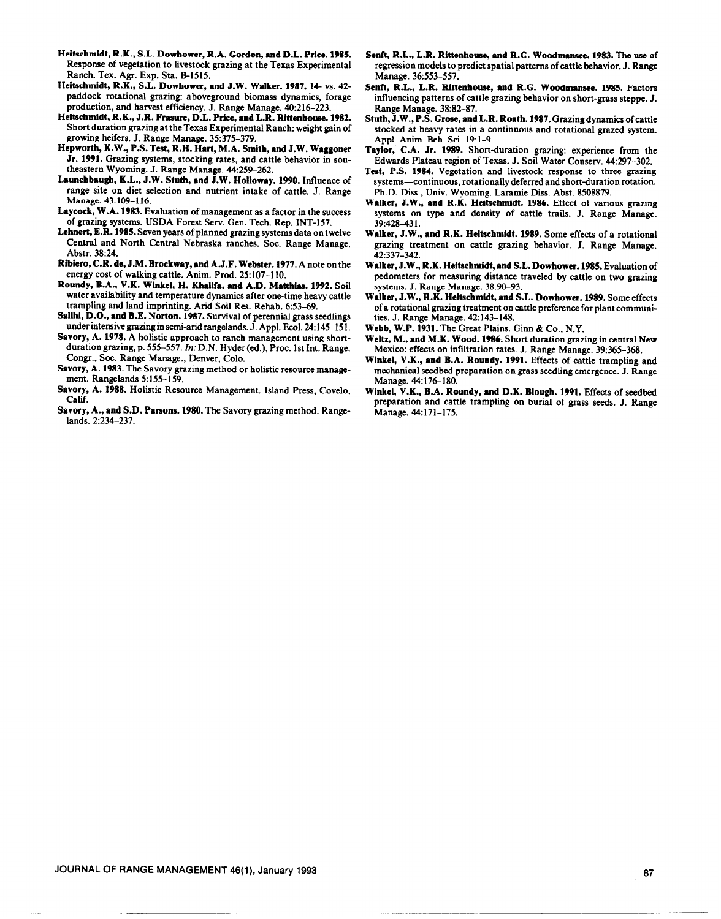**Heitschmidt, R.K., S.L. Dowhower, R.A. Gordon, and D.L. Price. 1985.** Response of vegetation to livestock grazing at the Texas Experimental Ranch. Tex. Agr. Exp. Sta. B-1515.

**Heitschmidt, R.K., S.L. Dowhower, and J.W. Walker. 1987.** 14- vs. 42-paddock rotational grazing: aboveground biomass dynamics, forage production, and harvest efficiency. J. Range Manage. 40:216–223.

**Heitschmidt, R.K., J.R. Frasure, D.L. Price, and L.R. Rittenhouse. 1982.** Short duration grazing at the Texas Experimental Ranch: weight gain of growing heifers. J. Range Manage. 35:375–379.

**Hepworth, K.W., P.S. Test, R.H. Hart, M.A. Smith, and J.W. Waggoner Jr. 1991.** Grazing systems, stocking rates, and cattle behavior in southeastern Wyoming. J. Range Manage. 44:259–262.

**Launchbaugh, K.L., J.W. Stuth, and J.W. Holloway. 1990.** Influence of range site on diet selection and nutrient intake of cattle. J. Range Manage. 43:109–116.

**Laycock, W.A. 1983.** Evaluation of management as a factor in the success of grazing systems. USDA Forest Serv. Gen. Tech. Rep. INT-157.

**Lehnert, E.R. 1985.** Seven years of planned grazing systems data on twelve Central and North Central Nebraska ranches. Soc. Range Manage. Abstr. 38:24.

**Ribiero, C.R. de, J.M. Brockway, and A.J.F. Webster. 1977.** A note on the energy cost of walking cattle. Anim. Prod. 25:107–110.

**Roundy, B.A., V.K. Winkel, H. Khalifa, and A.D. Matthias. 1992.** Soil water availability and temperature dynamics after one-time heavy cattle trampling and land imprinting. Arid Soil Res. Rehab. 6:53–69.

**Salihi, D.O., and B.E. Norton. 1987.** Survival of perennial grass seedlings under intensive grazing in semi-arid rangelands. J. Appl. Ecol. 24:145–151.

**Savory, A. 1978.** A holistic approach to ranch management using short-duration grazing, p. 555–557. *In:* D.N. Hyder (ed.), Proc. 1st Int. Range. Congr., Soc. Range Manage., Denver, Colo.

**Savory, A. 1983.** The Savory grazing method or holistic resource management. Rangelands 5:155–159.

**Savory, A. 1988.** Holistic Resource Management. Island Press, Covelo, Calif.

**Savory, A., and S.D. Parsons. 1980.** The Savory grazing method. Rangelands. 2:234–237.

**Senft, R.L., L.R. Rittenhouse, and R.G. Woodmansee. 1983.** The use of regression models to predict spatial patterns of cattle behavior. J. Range Manage. 36:553–557.

**Senft, R.L., L.R. Rittenhouse, and R.G. Woodmansee. 1985.** Factors influencing patterns of cattle grazing behavior on short-grass steppe. J. Range Manage. 38:82–87.

**Stuth, J.W., P.S. Grose, and L.R. Roath. 1987.** Grazing dynamics of cattle stocked at heavy rates in a continuous and rotational grazed system. Appl. Anim. Beh. Sci. 19:1–9.

**Taylor, C.A. Jr. 1989.** Short-duration grazing: experience from the Edwards Plateau region of Texas. J. Soil Water Conserv. 44:297–302.

**Test, P.S. 1984.** Vegetation and livestock response to three grazing systems—continuous, rotationally deferred and short-duration rotation. Ph.D. Diss., Univ. Wyoming. Laramie Diss. Abst. 8508879.

**Walker, J.W., and R.K. Heitschmidt. 1986.** Effect of various grazing systems on type and density of cattle trails. J. Range Manage. 39:428–431.

**Walker, J.W., and R.K. Heitschmidt. 1989.** Some effects of a rotational grazing treatment on cattle grazing behavior. J. Range Manage. 42:337–342.

**Walker, J.W., R.K. Heitschmidt, and S.L. Dowhower. 1985.** Evaluation of pedometers for measuring distance traveled by cattle on two grazing systems. J. Range Manage. 38:90–93.

**Walker, J.W., R.K. Heitschmidt, and S.L. Dowhower. 1989.** Some effects of a rotational grazing treatment on cattle preference for plant communities. J. Range Manage. 42:143–148.

**Webb, W.P. 1931.** The Great Plains. Ginn & Co., N.Y.

**Weltz, M., and M.K. Wood. 1986.** Short duration grazing in central New Mexico: effects on infiltration rates. J. Range Manage. 39:365–368.

**Winkel, V.K., and B.A. Roundy. 1991.** Effects of cattle trampling and mechanical seedbed preparation on grass seedling emergence. J. Range Manage. 44:176–180.

**Winkel, V.K., B.A. Roundy, and D.K. Blough. 1991.** Effects of seedbed preparation and cattle trampling on burial of grass seeds. J. Range Manage. 44:171–175.